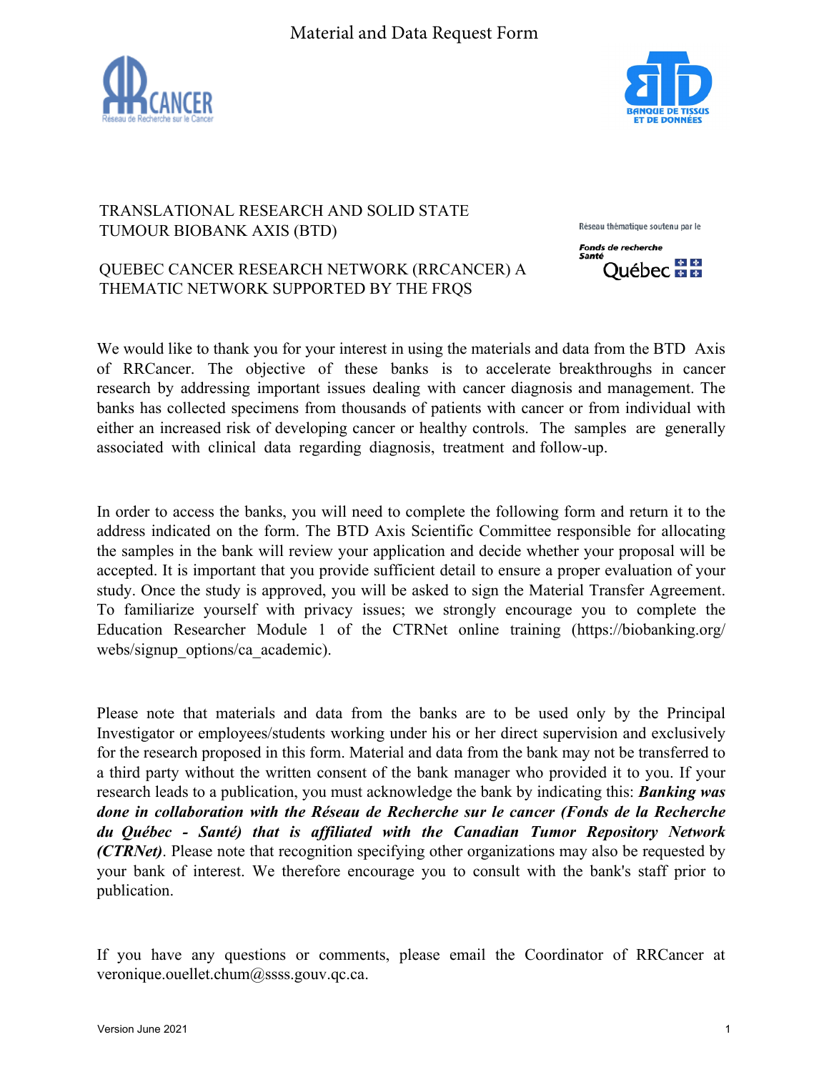# Material and Data Request Form

TRANSLATIONAL RESEARCH AND SOLID STATE TUMOUR BIOBANK AXIS (BTD)

QUEBEC CANCER RESEARCH NETWORK (RRCANCER) A THEMATIC NETWORK SUPPORTED BY THE FRQS

Réseau thématique soutenu par le Fonds de recherche Santé Québec

We would like to thank you for your interest in using the materials and data from the BTD Axis of RRCancer. The objective of these banks is to accelerate breakthroughs in cancer research by addressing important issues dealing with cancer diagnosis and management. The banks has collected specimens from thousands of patients with cancer or from individual with either an increased risk of developing cancer or healthy controls. The samples are generally associated with clinical data regarding diagnosis, treatment and follow-up.

In order to access the banks, you will need to complete the following form and return it to the address indicated on the form. The BTD Axis Scientific Committee responsible for allocating the samples in the bank will review your application and decide whether your proposal will be accepted. It is important that you provide sufficient detail to ensure a proper evaluation of your study. Once the study is approved, you will be asked to sign the Material Transfer Agreement. To familiarize yourself with privacy issues; we strongly encourage you to complete the Education Researcher Module 1 of the CTRNet online training (https://biobanking.org/webs/signup_options/ca_academic).

Please note that materials and data from the banks are to be used only by the Principal Investigator or employees/students working under his or her direct supervision and exclusively for the research proposed in this form. Material and data from the bank may not be transferred to a third party without the written consent of the bank manager who provided it to you. If your research leads to a publication, you must acknowledge the bank by indicating this: ***Banking was done in collaboration with the Réseau de Recherche sur le cancer (Fonds de la Recherche du Québec - Santé) that is affiliated with the Canadian Tumor Repository Network (CTRNet)***. Please note that recognition specifying other organizations may also be requested by your bank of interest. We therefore encourage you to consult with the bank's staff prior to publication.

If you have any questions or comments, please email the Coordinator of RRCancer at veronique.ouellet.chum@ssss.gouv.qc.ca.

Version June 2021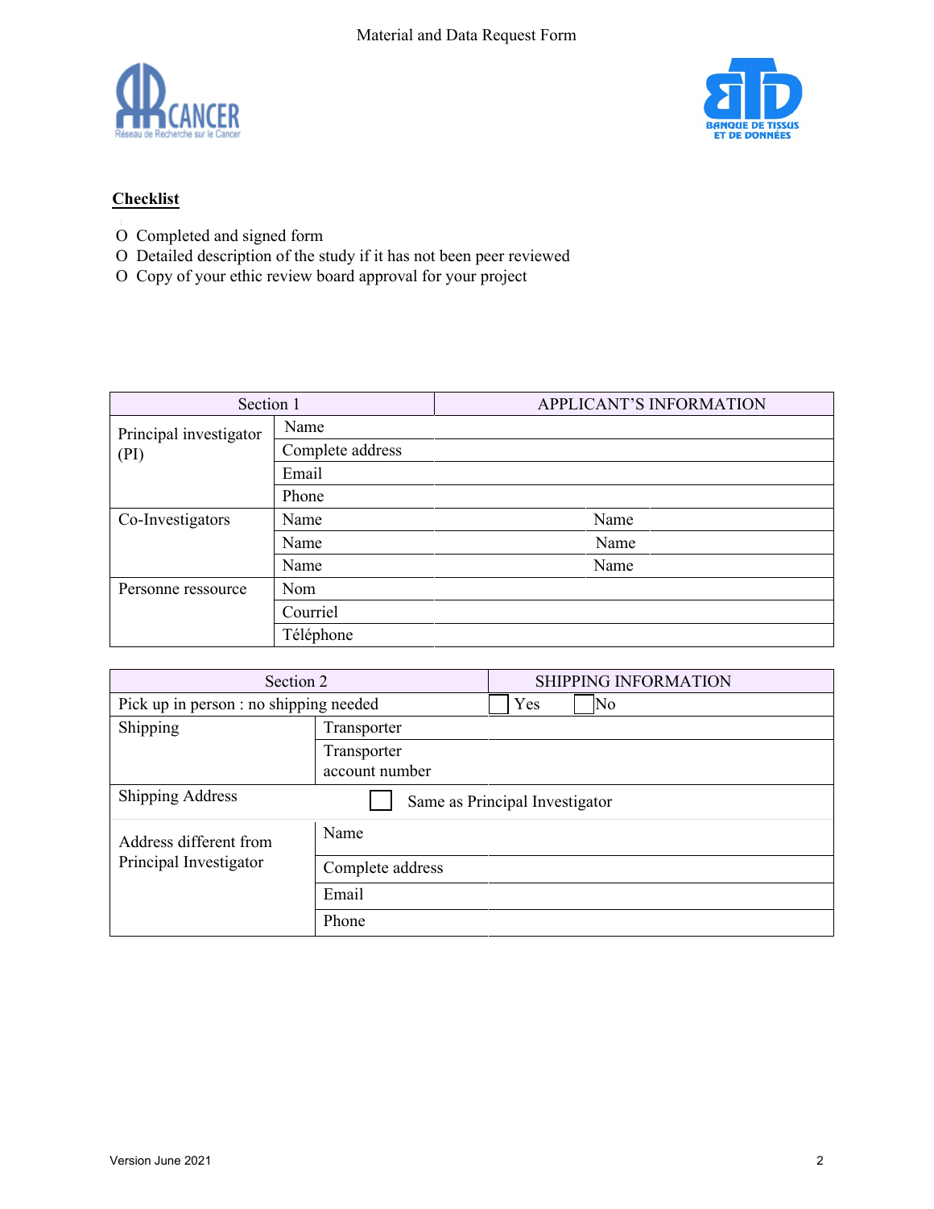Material and Data Request Form

**Checklist**

- O Completed and signed form
- O Detailed description of the study if it has not been peer reviewed
- O Copy of your ethic review board approval for your project

| Section 1 | | APPLICANT'S INFORMATION | |
|---|---|---|---|
| Principal investigator (PI) | Name | | |
| | Complete address | | |
| | Email | | |
| | Phone | | |
| Co-Investigators | Name | Name | |
| | Name | Name | |
| | Name | Name | |
| Personne ressource | Nom | | |
| | Courriel | | |
| | Téléphone | | |

| Section 2 | | SHIPPING INFORMATION |
|---|---|---|
| Pick up in person : no shipping needed | | ☐ Yes ☐ No |
| Shipping | Transporter | |
| | Transporter account number | |
| Shipping Address | | ☐ Same as Principal Investigator |
| Address different from Principal Investigator | Name | |
| | Complete address | |
| | Email | |
| | Phone | |

Version June 2021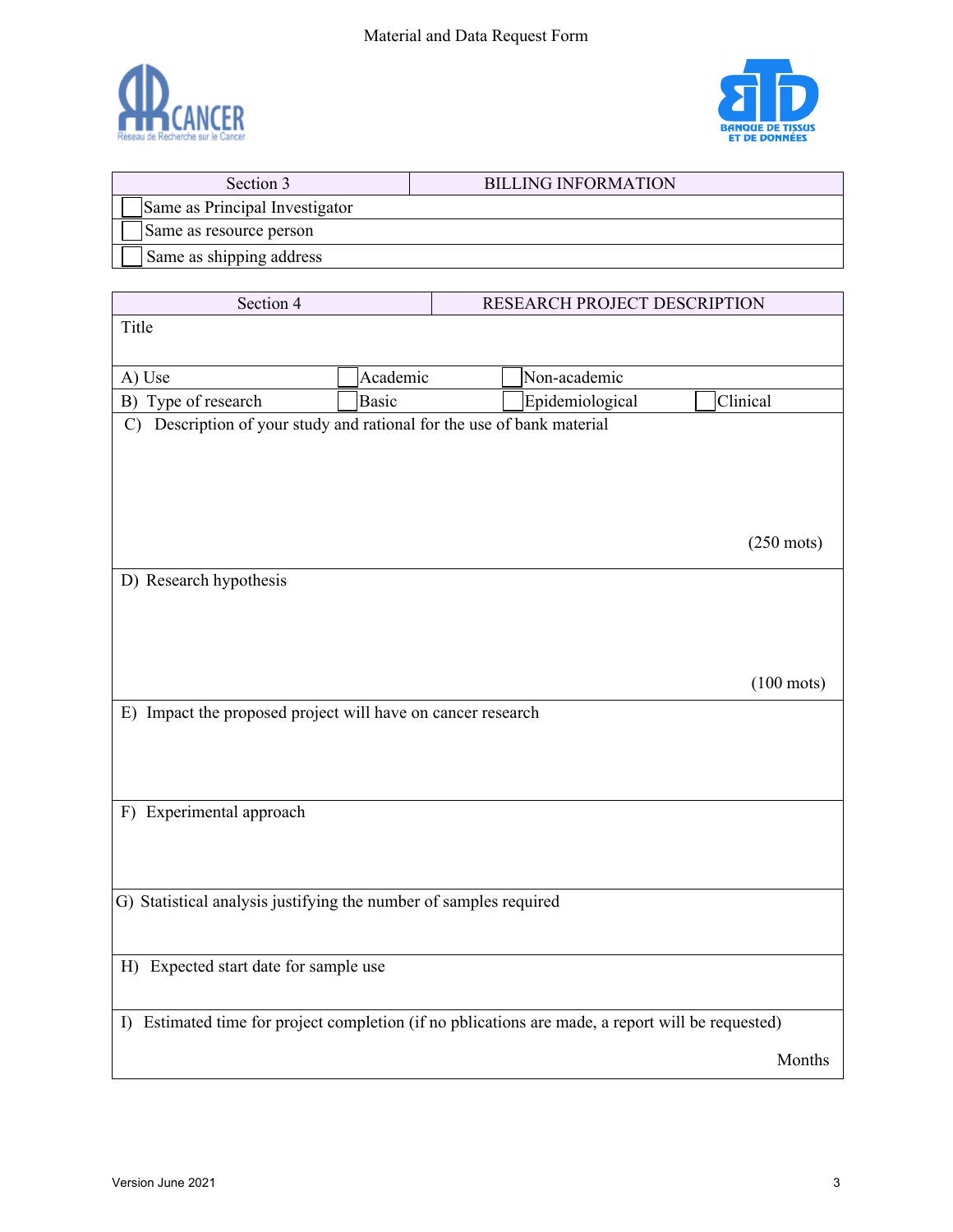Material and Data Request Form

| Section 3 | BILLING INFORMATION |
|---|---|
| ☐ Same as Principal Investigator | |
| ☐ Same as resource person | |
| ☐ Same as shipping address | |

| Section 4 | RESEARCH PROJECT DESCRIPTION | | |
|---|---|---|---|
| Title | | | |
| A) Use | ☐ Academic | ☐ Non-academic | |
| B) Type of research | ☐ Basic | ☐ Epidemiological | ☐ Clinical |
| C) Description of your study and rational for the use of bank material<br><br>(250 mots) | | | |
| D) Research hypothesis<br><br>(100 mots) | | | |
| E) Impact the proposed project will have on cancer research | | | |
| F) Experimental approach | | | |
| G) Statistical analysis justifying the number of samples required | | | |
| H) Expected start date for sample use | | | |
| I) Estimated time for project completion (if no pblications are made, a report will be requested)<br><br>Months | | | |

Version June 2021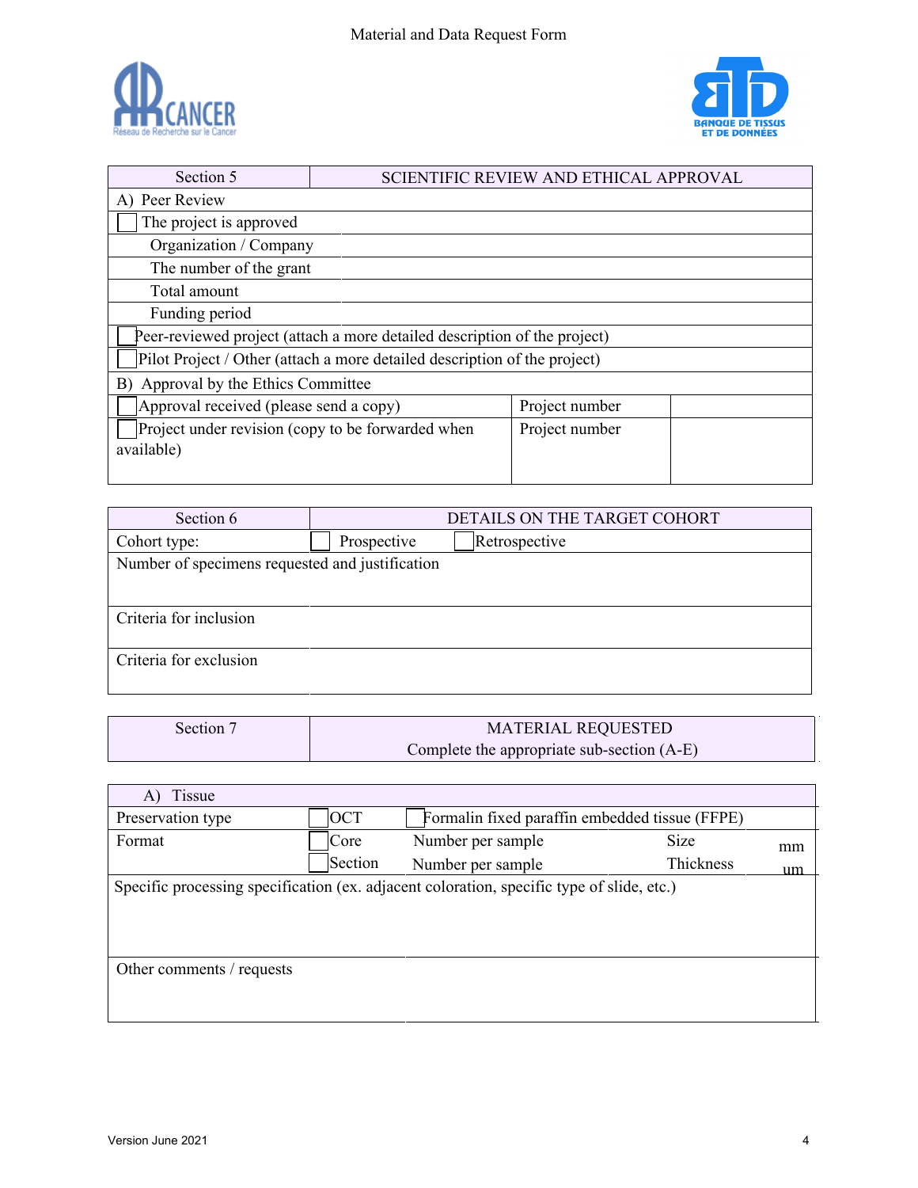| Section 5 | SCIENTIFIC REVIEW AND ETHICAL APPROVAL | |
|---|---|---|
| A) Peer Review | | |
| ☐ The project is approved | | |
| Organization / Company | | |
| The number of the grant | | |
| Total amount | | |
| Funding period | | |
| ☐ Peer-reviewed project (attach a more detailed description of the project) | | |
| ☐ Pilot Project / Other (attach a more detailed description of the project) | | |
| B) Approval by the Ethics Committee | | |
| ☐ Approval received (please send a copy) | Project number | |
| ☐ Project under revision (copy to be forwarded when available) | Project number | |

| Section 6 | DETAILS ON THE TARGET COHORT |
|---|---|
| Cohort type: | ☐ Prospective ☐ Retrospective |
| Number of specimens requested and justification | |
| Criteria for inclusion | |
| Criteria for exclusion | |

| Section 7 | MATERIAL REQUESTED<br>Complete the appropriate sub-section (A-E) |
|---|---|

| A) Tissue | | | | | |
|---|---|---|---|---|---|
| Preservation type | ☐ OCT | ☐ Formalin fixed paraffin embedded tissue (FFPE) | | | |
| Format | ☐ Core | Number per sample | | Size | mm |
| | ☐ Section | Number per sample | | Thickness | um |
| Specific processing specification (ex. adjacent coloration, specific type of slide, etc.) | | | | | |
| Other comments / requests | | | | | |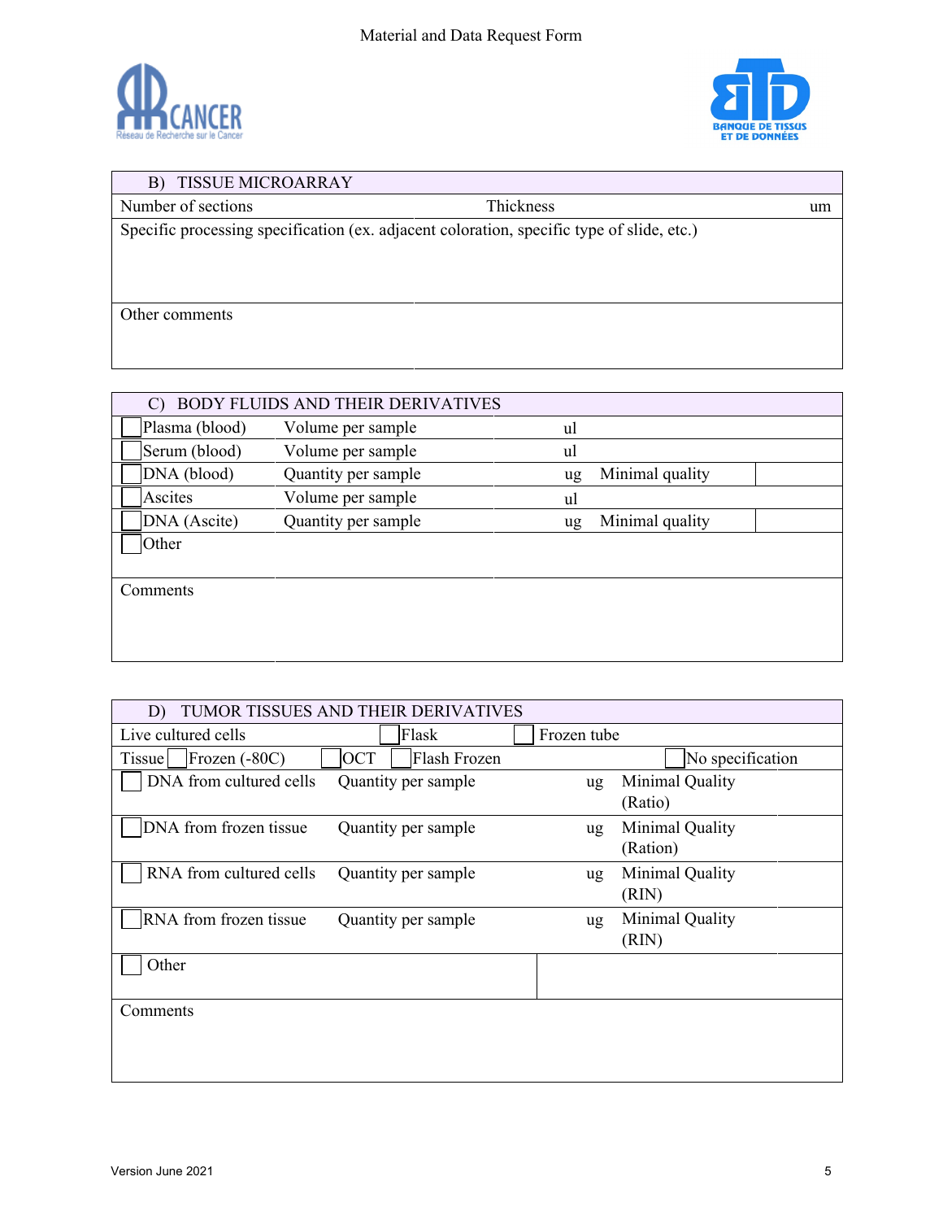| B) TISSUE MICROARRAY | | |
|---|---|---|
| Number of sections | Thickness | um |
| Specific processing specification (ex. adjacent coloration, specific type of slide, etc.) | | |
| Other comments | | |

| C) BODY FLUIDS AND THEIR DERIVATIVES | | | | |
|---|---|---|---|---|
| ☐ Plasma (blood) | Volume per sample | ul | | |
| ☐ Serum (blood) | Volume per sample | ul | | |
| ☐ DNA (blood) | Quantity per sample | ug | Minimal quality | |
| ☐ Ascites | Volume per sample | ul | | |
| ☐ DNA (Ascite) | Quantity per sample | ug | Minimal quality | |
| ☐ Other | | | | |
| Comments | | | | |

| D) TUMOR TISSUES AND THEIR DERIVATIVES | | | | |
|---|---|---|---|---|
| Live cultured cells | ☐ Flask | ☐ Frozen tube | | |
| Tissue ☐ Frozen (-80C) | ☐ OCT | ☐ Flash Frozen | | ☐ No specification |
| ☐ DNA from cultured cells | Quantity per sample | ug | Minimal Quality (Ratio) | |
| ☐ DNA from frozen tissue | Quantity per sample | ug | Minimal Quality (Ration) | |
| ☐ RNA from cultured cells | Quantity per sample | ug | Minimal Quality (RIN) | |
| ☐ RNA from frozen tissue | Quantity per sample | ug | Minimal Quality (RIN) | |
| ☐ Other | | | | |
| Comments | | | | |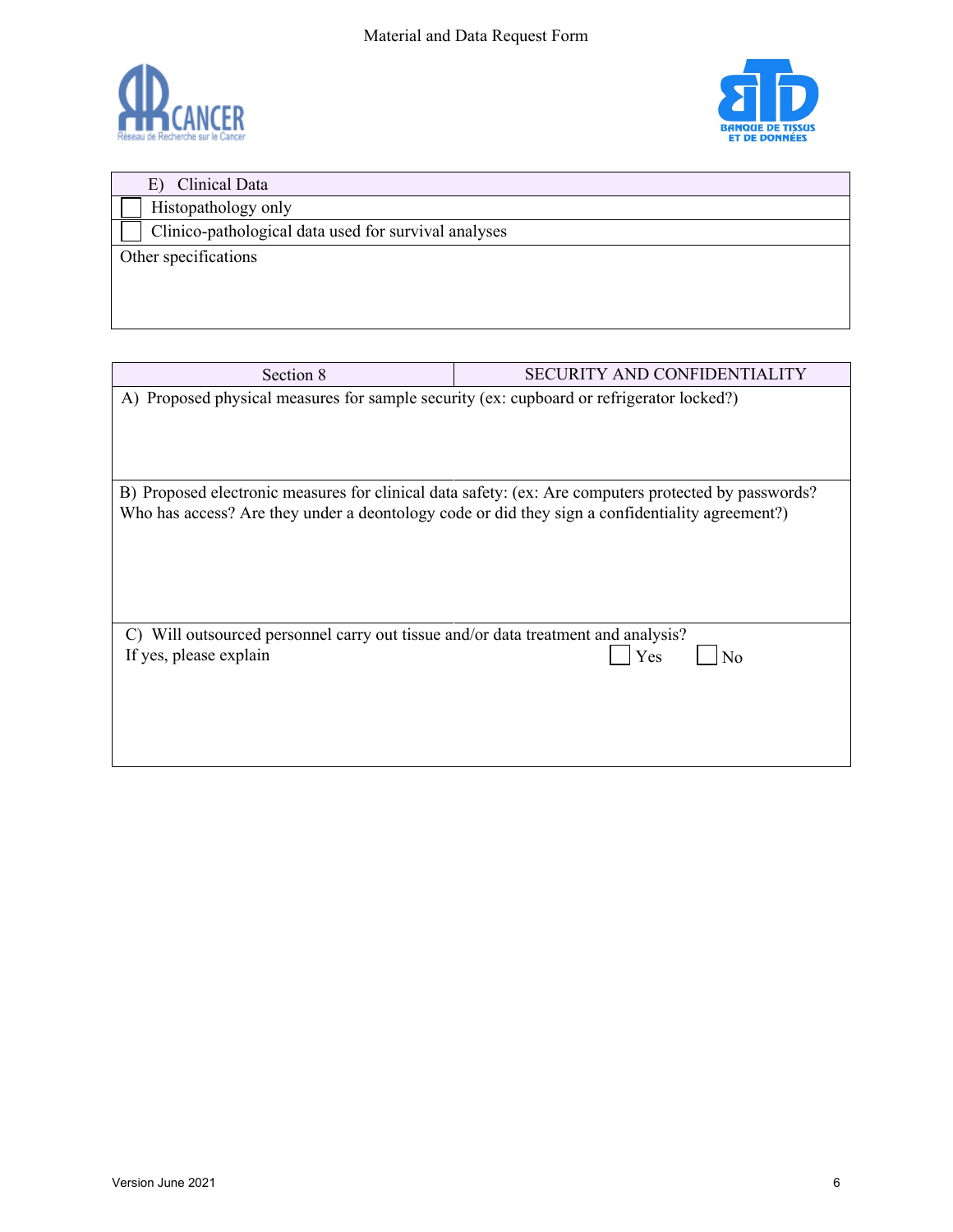| E) Clinical Data |
|---|
| ☐ Histopathology only |
| ☐ Clinico-pathological data used for survival analyses |
| Other specifications |

| Section 8 | SECURITY AND CONFIDENTIALITY |
|---|---|
| A) Proposed physical measures for sample security (ex: cupboard or refrigerator locked?) | |
| B) Proposed electronic measures for clinical data safety: (ex: Are computers protected by passwords? Who has access? Are they under a deontology code or did they sign a confidentiality agreement?) | |
| C) Will outsourced personnel carry out tissue and/or data treatment and analysis? If yes, please explain | ☐ Yes ☐ No |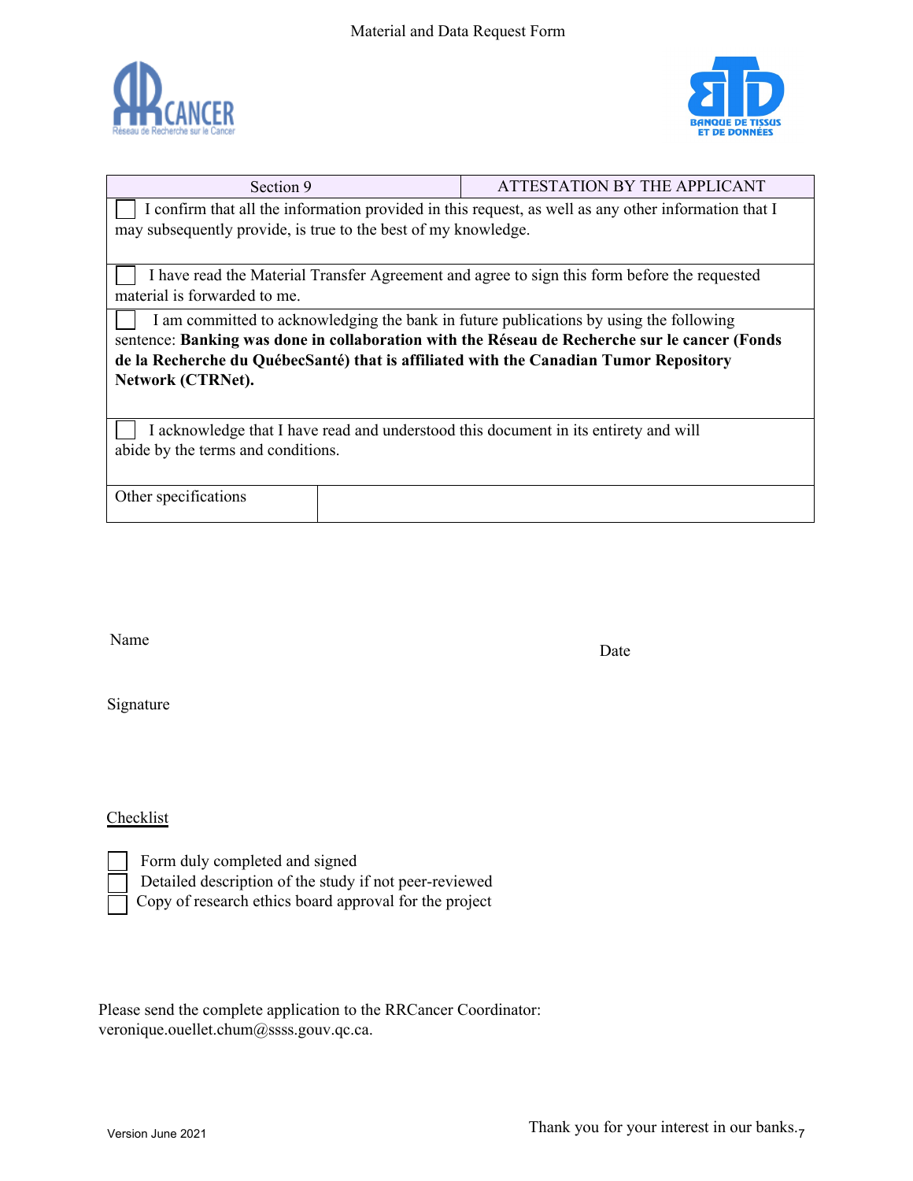Material and Data Request Form

| Section 9 | ATTESTATION BY THE APPLICANT |
|---|---|
| ☐ I confirm that all the information provided in this request, as well as any other information that I may subsequently provide, is true to the best of my knowledge. | |
| ☐ I have read the Material Transfer Agreement and agree to sign this form before the requested material is forwarded to me. | |
| ☐ I am committed to acknowledging the bank in future publications by using the following sentence: **Banking was done in collaboration with the Réseau de Recherche sur le cancer (Fonds de la Recherche du QuébecSanté) that is affiliated with the Canadian Tumor Repository Network (CTRNet).** | |
| ☐ I acknowledge that I have read and understood this document in its entirety and will abide by the terms and conditions. | |
| Other specifications | |

Name

Date

Signature

Checklist

- ☐ Form duly completed and signed
- ☐ Detailed description of the study if not peer-reviewed
- ☐ Copy of research ethics board approval for the project

Please send the complete application to the RRCancer Coordinator: veronique.ouellet.chum@ssss.gouv.qc.ca.

Version June 2021

Thank you for your interest in our banks.